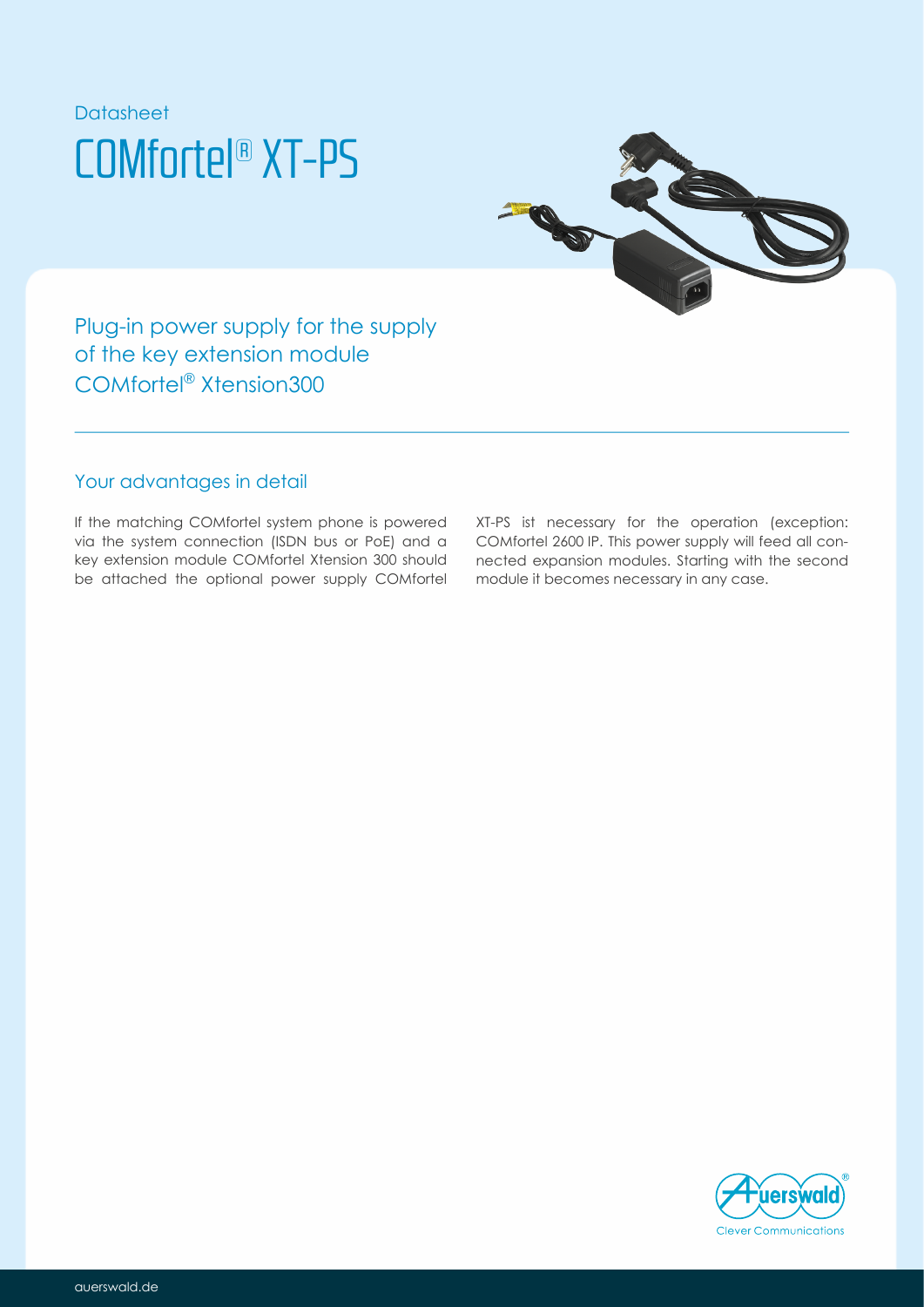Datasheet

# COMfortel® XT-PS

## Plug-in power supply for the supply of the key extension module COMfortel® Xtension300

### Your advantages in detail

If the matching COMfortel system phone is powered via the system connection (ISDN bus or PoE) and a key extension module COMfortel Xtension 300 should be attached the optional power supply COMfortel XT-PS ist necessary for the operation (exception: COMfortel 2600 IP. This power supply will feed all connected expansion modules. Starting with the second module it becomes necessary in any case.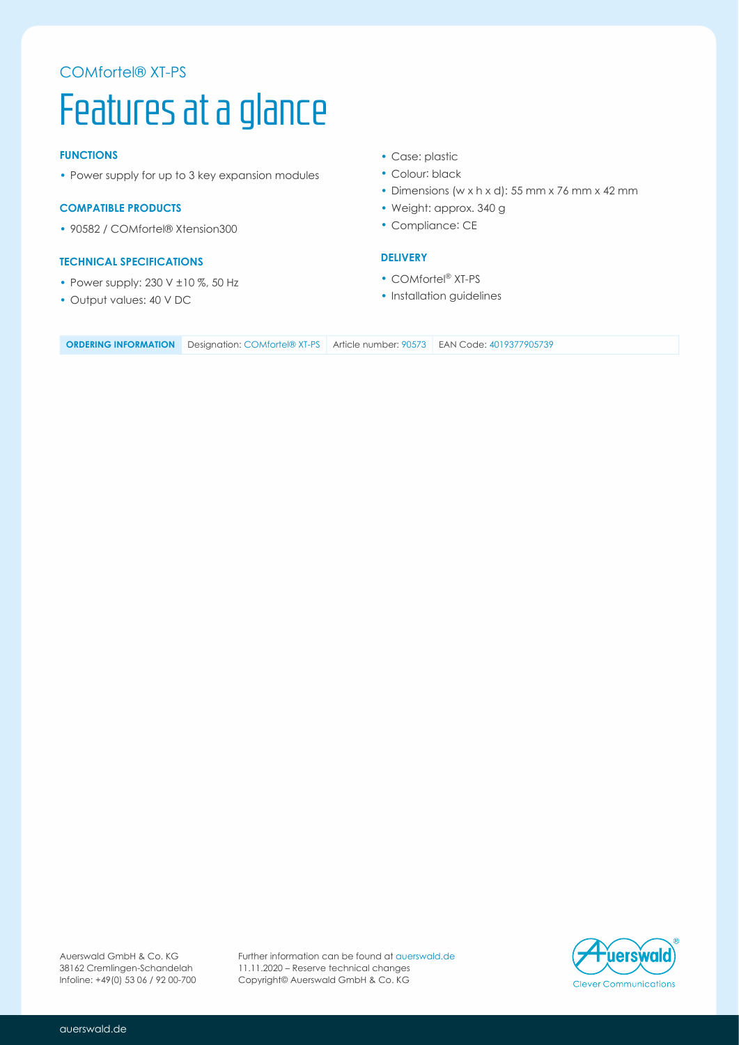COMfortel® XT-PS

# Features at a glance

### FUNCTIONS

- Power supply for up to 3 key expansion modules

### COMPATIBLE PRODUCTS

- 90582 / COMfortel® Xtension300

### TECHNICAL SPECIFICATIONS

- Power supply: 230 V ±10 %, 50 Hz
- Output values: 40 V DC
- Case: plastic
- Colour: black
- Dimensions (w x h x d): 55 mm x 76 mm x 42 mm
- Weight: approx. 340 g
- Compliance: CE

### DELIVERY

- COMfortel® XT-PS
- Installation guidelines

| | | | |
|---|---|---|---|
| **ORDERING INFORMATION** | Designation: COMfortel® XT-PS | Article number: 90573 | EAN Code: 4019377905739 |

Auerswald GmbH & Co. KG
38162 Cremlingen-Schandelah
Infoline: +49(0) 53 06 / 92 00-700

Further information can be found at auerswald.de
11.11.2020 – Reserve technical changes
Copyright© Auerswald GmbH & Co. KG

Clever Communications